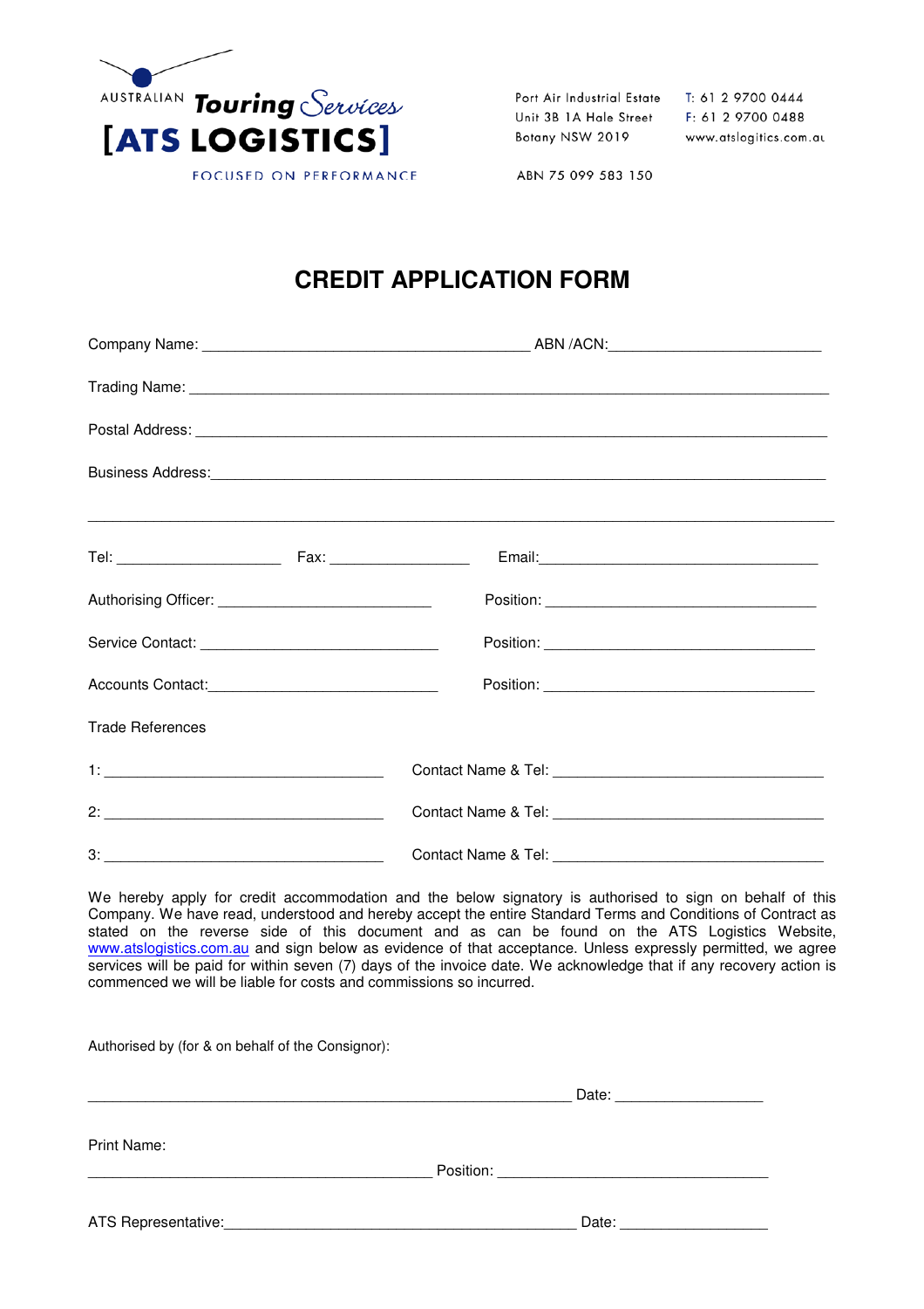AUSTRALIAN **Touring** *Services*

**[ATS LOGISTICS]**

FOCUSED ON PERFORMANCE

Port Air Industrial Estate
Unit 3B 1A Hale Street
Botany NSW 2019

T: 61 2 9700 0444
F: 61 2 9700 0488
www.atslogitics.com.au

ABN 75 099 583 150

# CREDIT APPLICATION FORM

Company Name: ________________________________________ ABN /ACN:__________________________

Trading Name: ______________________________________________________________________________

Postal Address: _____________________________________________________________________________

Business Address:____________________________________________________________________________

_____________________________________________________________________________________________

Tel: ____________________ Fax: _________________ Email:__________________________________

Authorising Officer: __________________________ Position: _________________________________

Service Contact: _____________________________ Position: _________________________________

Accounts Contact:_____________________________ Position: _________________________________

Trade References

1: __________________________________ Contact Name & Tel: _________________________________

2: __________________________________ Contact Name & Tel: _________________________________

3: __________________________________ Contact Name & Tel: _________________________________

We hereby apply for credit accommodation and the below signatory is authorised to sign on behalf of this Company. We have read, understood and hereby accept the entire Standard Terms and Conditions of Contract as stated on the reverse side of this document and as can be found on the ATS Logistics Website, www.atslogistics.com.au and sign below as evidence of that acceptance. Unless expressly permitted, we agree services will be paid for within seven (7) days of the invoice date. We acknowledge that if any recovery action is commenced we will be liable for costs and commissions so incurred.

Authorised by (for & on behalf of the Consignor):

___________________________________________________________ Date: __________________

Print Name:

__________________________________________ Position: _________________________________

ATS Representative:___________________________________________ Date: __________________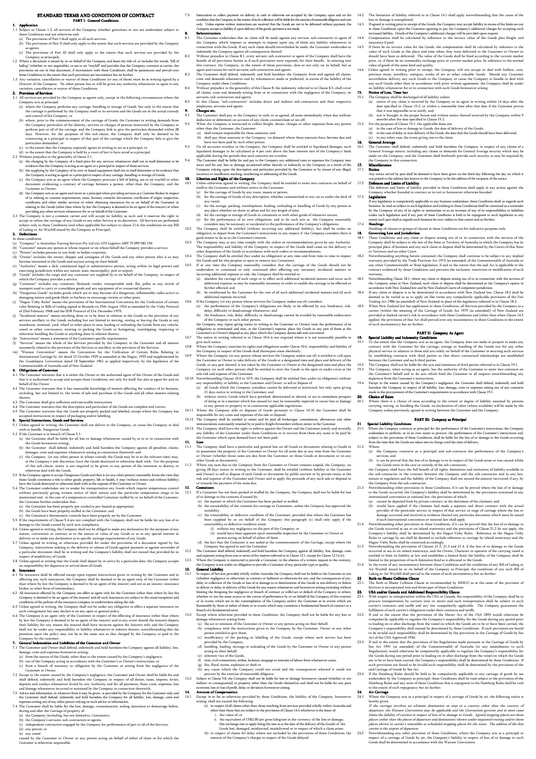# STANDARD TERMS AND CONDITIONS OF CONTRACT

## PART I: General Conditions

### 1. Application

1.1 Subject to Clause 1.2, all services of the Company whether gratuitous or not are undertaken subject to these Conditions and not otherwise and:

(a) The provisions of Part I shall apply to all such services.

(b) The provisions of Part II shall only apply to the extent that such services are provided by the Company as agents.

(c) The provisions of Part III shall only apply to the extent that such services are provided by the Company as principals.

1.2 Where a document is issued by or on behalf of the Company and bears the title of, or includes the words, "bill of lading" (whether or not negotiable), or sea or air "waybill" and provides that the Company contracts as carrier, the provisions set out in that document, if inconsistent with these Conditions, shall be paramount and prevail over these Conditions to the extent that such provisions are inconsistent but no further.

1.3 Any variation, cancellation or waiver of these Conditions (or any of them) must be in writing signed by a Director of the Company. No other person has or will be given any authority whatsoever to agree to any variation, cancellation or waiver of these Conditions.

### 2. Provision of Services

2.1 All services are provided by the Company as agents only, except in the following circumstances where the Company acts as principal:

(a) where the Company performs any carriage, handling or storage of Goods, but only to the extent that the carriage is performed by the Company itself or its servants and the Goods are in the actual custody and control of the Company, or

(b) where, prior to the commencement of the carriage of Goods, the Customer in writing demands from the Company particulars of the identity, services or charges of persons instructed by the Company to perform part or all of the carriage, and the Company fails to give the particulars demanded within 28 days. However, for the purposes of this sub-clause, the Company shall only be deemed to be contracting as a principal in respect of that part of the carriage which the Company fails to give the particulars demanded; or

(c) to the extent that the Company expressly agrees in writing to act as a principal, or

(d) to the extent that the Company is held by a court of law to have acted as a principal.

2.2 Without prejudice to the generality of clause 2.1,

(a) the charging by the Company of a fixed price for any services whatsoever shall not in itself determine or be evidence that the Company is acting as an agent or a principal in respect of those services.

(b) the supplying by the Company of its own or leased equipment shall not in itself determine or be evidence that the Company is acting as agent or a principal in respect of any carriage, handling or storage of Goods;

(c) the Company acts as an agent where the Company procures a bill of lading, sea or air waybill or other document evidencing a contract of carriage between a person, other than the Company, and the Customer or Owner;

(d) the Company acts as an agent and never as a principal when providing services as a Customs Broker in respect of or relating to customs requirements, taxes, licenses, consular documents, certificates of origin, inspection, certificates and other similar services or when obtaining insurances for or on behalf of the Customer or relating to the Goods (other than where by law the Company is deemed to be an agent of the insurer) or when providing any other services whatsoever for or on behalf of the Customer.

2.3 The Company is not a common carrier and will accept no liability as such and it reserves the right to accept or refuse the carriage of any Goods or any other Service at its discretion. All Services are performed subject only to these Conditions (and where applicable but subject to clause 21.6, the conditions on any Bill of Lading or Air Waybill issued by the Company as Principal).

### 3. Definitions

In these conditions:

(a) "Company" is Australian Touring Services Pty Ltd t/as ATS Logistics ABN 75 099 583 150

(b) "Customer" means any person at whose request or on whose behalf the Company provides a service;

(c) "Person" includes persons or any body or bodies corporate;

(d) "Owner" includes the owner, shipper and consignee of the Goods and any other person who is or may become interested in the Goods and anyone acting on their behalf;

(e) "Authority" means a duly constituted legal or administrative person, acting within its legal powers and exercising jurisdiction within any nation, state, municipality, port or airport;

(f) "Goods" includes the cargo and any container not supplied by or on behalf of the Company, in respect of which the Company provides a service;

(g) "Container" includes any container, flexitank, trailer, transportable tank, flat, pallet or any article of transport used to carry or consolidate goods and any equipment of or connected thereto;

(h) "Dangerous Goods" includes goods which are or may become of a dangerous, inflammable, radio-active or damaging nature and goods likely to harbour or encourage vermin or other pests;

(i) "Hague-Visby-Rules" means the provisions of the International Convention for the Unification of certain rules Relating to Bills of Lading signed at Brussels on 25th August 1924 as amended by the Visby Protocol of 23rd February 1968 and the SDR Protocol of 21st December 1979;

(j) "Incidental matters" means anything done or to be done in relation to the Goods or the provision of any services ancillary to the Goods including but not limited to moving, storing or leaving the Goods at any warehouse, terminal, yard, wharf or other place or area, loading or unloading the Goods from any vehicle, vessel or other conveyance, stowing or packing the Goods or fumigating, transhipping, inspecting or otherwise handling the Goods or anything done in relation thereto.

(k) "Instructions" means a statement of the Customers specific requirements.

(l) "Services" means the whole of the Services provided by the Company to the Customer and all matters necessarily related to the provision of the Services or ancillary to the provision of the Services.

(m) "Warsaw Convention" means the Convention for the Unification of Certain Rules Relating to International Carriage by Air dated 12 October 1929 as amended at the Hague, 1955 and supplemented by the Guadalajara Convention dated 18 September 1961 as applied respectively by the legislation of the Commonwealth of Australia and of New Zealand.

### 4. Obligations of Customer

4.1 The Customer warrants that it is either the Owner or the authorised agent of the Owner of the Goods and that it is authorised to accept and accepts these Conditions, not only for itself, but also as agent for and on behalf of the Owner.

4.2 The Customer warrants that it has reasonable knowledge of matters affecting the conduct of its business, including, but not limited to, the terms of sale and purchase of the Goods and all other matters relating thereto.

4.3 The Customer shall give sufficient and executable instructions.

4.4 The Customer warrants that the description and particulars of the Goods are complete and correct.

4.5 The Customer warrants that the Goods are properly packed and labelled, except where the Company has accepted instructions in respect of packaging and/or labelling.

### 5. Special Instructions, Goods and Services

5.1 Unless agreed in writing, the Customer shall not deliver to the Company, or cause the Company to deal with or handle, Dangerous Goods.

5.2 If the Customer is in breach of Clause 5.1:

(a) the Customer shall be liable for all loss or damage whatsoever caused by or to or in connection with the Goods howsoever arising;

(b) the Customer shall defend, indemnify and hold harmless the Company against all penalties, claims, damages, costs and expenses whatsoever arising in connection therewith; and

(c) the Company (or any other person in whose custody the Goods may be in at the relevant time) may, at the Company's sole discretion, have the Goods destroyed or otherwise dealt with. For the purposes of this sub-clause, notice is not required to be given to any person of the intention to destroy or otherwise deal with the Goods.

5.3 If the Company agrees to accept Dangerous Goods and then it (or any other person) reasonably forms the view that those Goods constitute a risk to other goods, property, life or health, it may (without notice and without liability) have the Goods destroyed or otherwise dealt with at the expense of the Customer or Owner.

5.4 The Customer undertakes not to tender for transportation any Goods which require temperature control without previously giving written notice of their nature and the particular temperature range to be maintained and, in the case of a temperature controlled Container stuffed by or on behalf of the Customer, the Customer further undertakes that: -

(a) the Container has been properly pre-cooled or pre-heated as appropriate;

(b) the Goods have been properly stuffed in the Container; and

(c) the Container's thermostatic controls have been properly set by the Customer.

5.5 If the requirements of Clause 5.4 are not complied with the Company shall not be liable for any loss of or damage to the Goods caused by such non-compliance.

5.6 Unless agreed in writing, the Company shall not be obliged to make any declaration for the purposes of any statute, convention or contract as to the nature or value of any Goods or as to any special interest in delivery or to make any declaration as to specific stowage requirements of any Goods.

5.7 Unless agreed in writing or otherwise provided for under the provisions of a document signed by the Company, instructions relating to the delivery or release of Goods against payment or against surrender of a particular document shall be in writing and the Company's liability shall not exceed that provided for in respect of misdelivery of Goods.

5.8 Unless agreed in writing that the Goods shall depart by or arrive by a particular date, the Company accepts no responsibility for departure or arrival dates of Goods.

### 6. Insurance

6.1 No insurance shall be effected except upon express instructions given in writing by the Customer and in effecting any such insurances, the Company shall be deemed to be an agent only of the Customer (other than where by law the Company is deemed to be an agent of the insurer) and not as an insurer, insurance broker or other form of intermediary.

6.2 All insurances effected by the Company are effect as agent only for the Customer (other than where by law the Company is deemed to be an agent of the insurer) and all such insurances are subject to the usual exceptions and conditions of the policies of the insurance company or underwriters taking the risk.

6.3 Unless agreed in writing, the Company shall not be under any obligation to effect a separate insurance on each consignment but may declare it on any open or general policy.

6.4 The Company is an agent only of the Customer in respect of the effecting of insurance (other than where by law the Company is deemed to be an agent of the insurer) and in any event should the insurers dispute their liability for any reason the insured shall have recourse against the insurers only and the Company shall not be under any responsibility or liability whatsoever in relation thereto, notwithstanding that the premium upon the policy may not be at the same rate as that charged by the Company or paid to the Company by the customer.

### 7. General Indemnities and Liabilities of the Customer and Owner

7.1 The Customer and Owner shall defend, indemnify and hold harmless the Company against all liability, loss, damage, costs and expenses howsoever arising:

(a) from the nature of the Goods, other than to the extent caused by the Company's negligence,

(b) out of the Company acting in accordance with the Customer's or Owner's instructions, or

(c) from a breach of warranty or obligation by the Customer or arising from the negligence of the Customer or Owner.

7.2 Except to the extent caused by the Company's negligence, the Customer and Owner shall be liable for and shall defend, indemnify and hold harmless the Company in respect of all duties, taxes, imposts, levies, deposits and outlays whatsoever levied by any Authority for all payments, fines, costs, expenses, loss and damage whatsoever incurred or sustained by the Company in connection therewith.

7.3 Advice and information, in whatever form it may be given, is provided by the Company for the Customer only and the Customer shall defend, indemnify and hold harmless the Company for all liability, loss, damage, costs and expenses arising out of any other person relying on such advice or information.

7.4 The Customer shall be liable for the loss, damage, contamination, soiling, detention or demurrage before, during and after the Carriage of property of:

(a) the Company (including, but not limited to, Containers);

(b) the Company's servants, sub-contractors or agents;

(c) independent contractors engaged by the Company for performance of part or all of the Services;

(d) any person; or

(e) any vessel

caused by the Customer or Owner or any person acting on behalf of either of them or for which the Customer is otherwise responsible.

7.5 Instructions to collect payment on delivery in cash or otherwise are accepted by the Company upon and on the condition that the Company in the matter of such collection will be liable for the exercise of reasonable diligence and care only. Unless express written instructions are received that the Goods are not to be delivered without payment, the Company accepts no liability if, upon delivery of the goods, payment is not made.

### 8. Subcontractors

8.1 The Customer undertakes that no claim will be made against any servant, sub-contractor or agent of the Company which imposes or attempts to impose upon any of them any liability whatsoever in connection with the Goods. If any such claim should nevertheless be made, the Customer undertakes to indemnify the Company against all consequences thereof.

8.2 Without prejudice to Clause 8.1, every servant, sub-contractor or agent of the Company shall have the benefit of all provisions herein as if such provisions were expressly for their benefit. In entering into this contract, the Company, to the extent of those provisions, does so not only on its behalf, but as agent and trustee for such servants, sub-contractors and agents.

8.3 The Customer shall defend, indemnify and hold harmless the Company from and against all claims, costs and demands whatsoever and by whomsoever made or preferred, in excess of the liability of the Company under these Conditions.

8.4 Without prejudice to the generality of this Clause 8, the indemnity referred to in Clause 8.3, shall cover all claims, costs and demands arising from or in connection with the negligence of the Company, its servants, sub-contractors and agents.

8.5 In this Clause, "sub-contractors" includes direct and indirect sub-contractors and their respective employees, servants and agents.

### 9. Charges etc.

9.1 The Customer shall pay to the Company in cash, or as agreed, all sums immediately when due without deduction or deferment on account of any claim, counterclaim or set-off.

9.2 When the Company is instructed to collect freight, duties, charges or other expenses from any person other than the Customer, the Customer:

(a) shall remain responsible for these amounts; and

(b) shall pay these amounts to the Company on demand where these amounts have become due and have not been paid by such other person.

9.3 On all accounts overdue to the Company, the Company shall be entitled to liquidated damages, such liquidated damages to be calculated at 4 per cent above the base interest rate of the Company's bank applicable during the periods that such amounts are overdue.

9.4 The Customer shall be liable for and pay to the Company any additional costs or expenses the Company may incur and for any loss or damage occasioned either directly or indirectly to the Company as a result of the Company relying upon the description and particulars provided by the Customer or by reason of any illegal, incorrect or insufficient marking, numbering or addressing of the Goods.

### 10. Liberties and Rights of the Company

10.1 Unless otherwise agreed in writing, the Company shall be entitled to enter into contracts on behalf of itself or the Customer and without notice to the Customer:

(a) for the carriage of Goods by any route, means or person,

(b) for the carriage of Goods of any description, whether containerised or not, on or under the deck of any vessel,

(c) for the storage, packing, transhipment, loading, unloading or handling of Goods by any person at any place whether on shore or afloat and for any length of time,

(d) for the carriage or storage of Goods in containers or with other goods of whatever nature,

(e) for the performance of its own obligations, and to do such acts as the Company reasonably considers may be necessary or incidental to the performance of the Company's obligations.

10.2 The Company shall be entitled (without incurring any additional liability), but shall be under no obligation, to depart from the Customer's instructions in any respect if the Company considers there is good reason to do so in the Customer's interest.

10.3 The Company may at any time comply with the orders or recommendations given by any Authority. The responsibility and liability of the Company in respect of the Goods shall cease on the delivery or other disposition of the Goods in accordance with such orders or recommendations.

10.4 The Company shall be entitled (but under no obligation) at any time and from time to time to inspect the Goods and for this purpose to open or remove any Containers.

10.5 If at any time the Company reasonably considers that the carriage of the Goods should not be undertaken or continued or only continued after effecting any necessary incidental matters or incurring additional expense or risk, the Company shall be entitled to:

(a) abandon the carriage of such cargo or to effect such additional incidental matters and incur such additional expense, as may be reasonably necessary in order to enable the carriage to be effected or further effected; and

(b) be reimbursed by the Customer for the cost of all such additional incidental matters and all such additional expense incurred.

10.6 If the Company (or any person whose services the Company makes use of) considers:

(a) the performance of the Company's obligations are likely to be effected by any hindrance, risk, delay, difficulty or disadvantage whatsoever; and

(b) the hindrance, risk, delay, difficulty or disadvantage cannot be avoided by reasonable endeavours of the Company or such other person,

the Company may (upon giving notice in writing to the Customer or Owner) treat the performance of its obligations as terminated and may, at the Customer's expense, place the Goods or any part of them at the Customer's or Owner's disposal at any place which the Company deems safe and convenient.

10.7 The notice in writing referred to in Clause 10.6 is not required where it is not reasonably possible to give such notice.

10.8 Where the Company exercises its rights and obligations under Clause 10.6, responsibility and liability of the Company in respect of the Goods shall thereupon cease absolutely.

10.9 Where the Company (or any person whose services the Company makes use of) is entitled to call upon the Customer or Owner to take delivery of the Goods at a designated time and place delivery of the Goods, or any part thereof, is not taken by the Customer or Owner at the designated time and place the Company (or such other person) shall be entitled to store the Goods in the open or under cover at the sole risk and expense of the Customer.

10.10 Notwithstanding Clauses 10.6 to 10.9, the Company shall be entitled (but under no obligation) without any responsibility or liability to the Customer and Owner, to sell or dispose of:

(a) all Goods which the Company considers cannot be delivered as instructed, but only upon giving 21 days notice in writing to the Customer, and

(b) without notice, Goods which have perished, deteriorated or altered, or are in immediate prospect of doing so in a manner which has caused (or may be reasonably expected to cause) loss or damage to any person or property or to contravene applicable regulations.

10.11 Where the Company sells or disposes of Goods pursuant to Clause 10.10 the Customer shall be responsible for any costs and expenses of the sale or disposal.

10.12 The Company shall be entitled to retain and be paid all brokerages, commissions, allowances and other remunerations customarily retained by or paid to freight forwarders without notice to the Customer.

10.13 The Company shall have the right to enforce against the Owner and the Customer jointly and severally any liability of the Customer under these Conditions or to recover from them any sums to be paid by the Customer which upon demand have not been paid.

### 11. Lien

11.1 The Company shall have a particular and general lien on all Goods or documents relating to Goods in its possession the property of the Customer or Owner for all sums due at any time from the Customer or Owner (whether those sums are due from the Customer on those Goods or documents or on any other Goods or documents).

11.2 Where any sum due to the Company from the Customer or Owner remains unpaid, the Company, on giving 28 days notice in writing to the Customer, shall be entitled (without liability to the Customer and Owner) to sell or dispose of such Goods or documents by public auction or by private treaty at the risk and expense of the Customer and Owner and to apply the proceeds of any such sale or disposal in or towards the payment of the sums due.

### 12. Containers

12.1 If a Container has not been packed or stuffed by the Company, the Company shall not be liable for loss of or damage to the contents if caused by:

(a) the manner in which the Container has been packed or stuffed,

(b) the unsuitability of the contents for carriage in Containers, unless the Company has approved the suitability,

(c) the unsuitability or defective condition of the Container, provided that where the Container has been supplied by or on behalf of the Company this paragraph (c) shall only apply if the unsuitability or defective condition arose:

(i) without any negligence on the part of the Company; or

(ii) would have been apparent upon reasonable inspection by the Customer or Owner or person acting on behalf of either of them.

(d) the fact that the Container is not sealed at the commencement of the Carriage, except where the Company has agreed to seal the Container.

12.2 The Customer shall defend, indemnify and hold harmless the Company against all liability, loss, damage, costs and expenses arising from one or more of the matters referred to in Clause 12.1, except for Clause 12.1(c)(i).

12.3 Where the Company is instructed to provide a Container, in the absence of a written request to the contrary, the Company is not under an obligation to provide a Container of any particular type or quality.

### 13. General Liability

13.1 In respect of Services provided wholly within Australia the Company shall not be liable to the Customer in tort (whether negligence or otherwise) or contract or bailment or otherwise for any, and the consequences of any, delay in collection of the Goods or loss of or damage to or deterioration of the Goods or mis-delivery or failure to deliver or delay in delivery of the Goods for any reason whatsoever and howsoever arising including without limiting the foregoing the negligence or breach of contract or wilful act or default of the Company or others, whether or not the same occurs in the course of performance by or on behalf of the Company of this contract or in events which are in the contemplation of the Company and/or the Customer or in events which are foreseeable by them or either of them or in events which may constitute a fundamental breach of contract or a breach of a fundamental term.

13.2 Except where otherwise provided in these Conditions, the Company shall not be liable for any loss or damage whatsoever arising from:

(a) the act or omission of the Customer or Owner or any person acting on their behalf,

(b) compliance with the instructions given to the Company by the Customer, Owner or any other person entitled to give them,

(c) insufficiency of the packing or labelling of the Goods, except where such service has been provided by the Company,

(d) handling, loading, stowage or unloading of the Goods by the Customer or Owner or any person acting on their behalf,

(e) inherent vice of the Goods,

(f) riots, civil commotions, strikes, lockouts, stoppage or restraint of labour from whatsoever cause,

(g) fire, flood, storm, explosion or theft or

(h) any cause which the Company could not avoid and the consequences whereof it could not prevent by the exercise of reasonable diligence.

13.3 Subject to Clause 5.8, the Company shall not be liable for loss or damage howsoever caused (whether or not indirect or consequential) to property other than the Goods themselves and shall not be liable for any pure economic loss or loss of profit, delay or deviation howsoever arising.

### 14. Amount of Compensation

14.1 Except in so far as otherwise provided by these Conditions, the liability of the Company, howsoever arising, shall not exceed the following:

(a) in respect of all claims other than those resulting from services provided wholly within Australia and other than those that are subject to the provisions of Clause 14.4 whichever is the lesser of:

i. the value of; or

ii. the equivalent of US$2.00 per gross kilogram in the currency of the loss or damage, (the exchange rate to apply being the rate as at the date of the delivery of the Goods) of the Goods lost, damaged, misdirected, misdelivered or in respect of which a claim arises.

(b) in respect of claims for delay where not excluded by the provisions of these Conditions, the amount of the Company's charges in respect of the Goods delayed.

14.2 The limitation of liability referred to in Clause 14.1 shall apply notwithstanding that the cause of the loss or damage is unexplained.

14.3 If agreed in writing prior to receipt of the Goods, the Company may accept liability in excess of the limits set out in these Conditions upon the Customer agreeing to pay the Company's additional charges for accepting such increased liability. Details of the Company's additional charges will be provided upon request.

14.4 Compensation shall be calculated by reference to the invoice value of the Goods plus freight and insurance if paid.

14.5 If there be no invoice value for the Goods, the compensation shall be calculated by reference to the value of such Goods at the place and time when they were delivered to the Customer or Owner or should have been so delivered. The value of the Goods shall be fixed according to the current market price, or, if there be no commodity exchange price or current market price, by reference to the normal value of goods of the same kind and quality.

14.6 Unless agreed in writing prior to receipt, the Company will not accept or deal with bullion, coin, precious stone, jewellery, antiques, works of art or other valuable Goods. Should any Customer nevertheless deliver any such Goods to the Company or cause the Company to handle or deal with any such Goods other than in accordance with prior written agreement, the Company shall be under no liability whatsoever for or in connection with such Goods howsoever arising.

### 15. Notice of Loss, Time-bar

15.1 The Company shall be discharged of all liability unless:

(a) notice of any claim is received by the Company or its agent in writing within 14 days after the date specified in Clause 15.2, or within a reasonable time after that date if the Customer proves that it was impossible to so notify, and

(b) suit is brought in the proper forum and written notice thereof received by the Company within 9 months after the date specified in Clause 15.2

15.2 For the purposes of Clause 15.1, the applicable dates are:

(a) in the case of loss or damage to Goods, the date of delivery of the Goods,

(b) in the case of delay or non-delivery of the Goods, the date that the Goods should have been delivered,

(c) in any other case, the event giving rise to the claim.

### 16. General Average

16.1 The Customer shall defend, indemnify and hold harmless the Company in respect of any claims of a General Average nature, including any claims or demands for General Average security which may be made on the Company, and the Customer shall forthwith provide such security as may be required by the Company in this connection.

### 17. Miscellaneous

**17.1 Notice**

Any notice served by post shall be deemed to have been given on the third day following the day on which it was posted to the address last known to the Company to be the address of the recipient of the notice.

**17.2 Defences and Limits of Liability**

The defences and limits of liability provided in these Conditions shall apply in any action against the Company whether founded in contract or in tort or howsoever otherwise founded.

**17.3 Legislation**

If any legislation is compulsorily applicable to any business undertaken, these Conditions shall, as regards such business, be read as subject to such legislation and nothing in these Conditions shall be construed as a surrender by the Company of any of its rights or immunities or as an increase of any of its responsibilities or liabilities under such legislation and if any part of these Conditions is held to be repugnant to such legislation to any extent such part shall as regards such business be over-ridden to that extent and no further.

**17.4 Headings**

Headings of clauses or groups of clauses in these Conditions are for indicative purposes only.

### 18. Governing Law and Jurisdiction

18.1 These Conditions and any claim or dispute arising out of or in connection with the services of the Company shall be subject to the law of the State or Territory of Australia in which the Company has its principal place of business and any such claim or dispute shall be determined by the Courts of that State or Territory and no other Court.

18.2 Notwithstanding anything herein contained, the Company shall continue to be subject to any implied warranty provided by the Trade Practices Act 1974 (as amended) of the Commonwealth of Australia or any other Commonwealth or State legislation, if and to the extent that the said Act is applicable to the contract evidenced by these Conditions and prevents the exclusion, restriction or modification of such warranty.

18.3 Notwithstanding Clause 18.1, where any claim or dispute arising out of or in connection with the services of the Company arises in New Zealand, such claim or dispute shall be determined at the Company's option in accordance with New Zealand law and by New Zealand Courts of competent jurisdiction.

18.4 If any claim or dispute is to be determined in accordance with New Zealand law, Clause 18.2 shall be deemed to be varied so as to apply the terms any compulsorily applicable provisions of the Fair Trading Act 1986 (as amended) of New Zealand in place of the legislation referred to in Clause 18.2.

18.5 When New Zealand law has application to these Conditions, all Services provided by the Company as a carrier (within the meaning of the Carriage of Goods Act 1979 (as amended)) of New Zealand are provided at limited carrier's risk in accordance with these Conditions and (other than when Clause 14.5 applies) the provisions of that Act shall prevail over any inconsistency in these Conditions to the extent of such inconsistency but no further.

## PART II: Company As Agent

### 19. Special Liability and Indemnity Conditions

19.1 To the extent that the Company acts as an agent, the Company does not make or purport to make any contract with the Customer for the carriage, storage or handling of the Goods nor for any other physical service in relation to them and acts solely on behalf of the Customer in securing such services by establishing contracts with third parties so that direct contractual relationships are established between the Customer and such third parties.

19.2 The Company shall not be liable for the acts and omissions of third parties referred to in Clause 19.1.

19.3 The Company, when acting as an agent, has the authority of the Customer to enter into contracts on the Customer's behalf and to do acts which bind the Customer in all respects notwithstanding any departure from the Customer's instructions.

19.4 Except to the extent caused by the Company's negligence, the Customer shall defend, indemnify and hold harmless the Company in respect of all liability, loss, damage, costs or expenses arising out of any contracts made in the procurement of the Customer's requirements in accordance with Clause 19.1.

### 20. Choice of Rates

20.1 Where there is a choice of rates according to the extent or degree of liability assumed by persons carrying, storing, or handling the Goods, no declaration of value (where available) will be made by the Company unless previously agreed in writing between the Customer and the Company.

## PART III: Company as Principal

### 21 Special Liability Conditions

21.1 Where the Company contracts as principal for the performance of the Customer's instructions, the Company undertakes to perform, or in its own name to procure, the performance of the Customer's instructions and, subject to the provisions of these Conditions, shall be liable for the loss of or damage to the Goods occurring from the time that the Goods are taken into its charge until the time of delivery.

21.2 Where:

(a) the Company contracts as a principal and sub-contracts the performance of the Company's services; and

(b) it can be proved that the loss of or damage to or in respect of the Goods arose or was caused whilst the Goods were in the care or custody of the sub-contractor;

the Company shall have the full benefit of all rights, limitations and exclusions of liability available to the sub-contractor in the contract between the Company and the sub-contractor and in any law, statute or regulation and the liability of the Company shall not exceed the amount recovered, if any, by the Company from the sub-contractor.

21.3 Notwithstanding other provisions in these Conditions, if it can be proved where the loss of or damage to the Goods occurred, the Company's liability shall be determined by the provisions contained in any international convention or national law, the provisions of which:

(a) cannot be departed from by private contract, to the detriment of the claimant, and

(b) would have applied if the claimant had made a separate and direct contract with the actual provider of the particular service in respect of that service or stage of carriage where the loss or damage occurred and received as evidence thereof any particular document which must be issued if such international convention or national law shall apply.

21.4 Notwithstanding other provisions in these Conditions, if it can be proved that the loss of or damage to the Goods occurred at sea or on inland waterways and the provisions of Clause 21.2 do not apply, the Company's liability shall be determined by the Hague-Visby Rules. Reference in the Hague-Visby Rules to carriage by sea shall be deemed to include reference to carriage by inland waterways and the Hague-Visby Rules shall be construed accordingly.

21.5 Notwithstanding the provisions of Clauses 21.2, 21.3 and 21.4, if the loss of or damage to the Goods occurred at sea or on inland waterways and the Owner, Charterer or operator of the carrying vessel is entitled to limit its liability at law and establishes a limited fund, the liability of the Company shall be limited to the proportion of such limitation fund as is allocated to the Goods.

21.6 In the event of any inconsistency between these Conditions and the conditions of any Bill of Lading or Air Waybill issued by or on behalf of the Company as Principal, the conditions of any such Bill of Lading or Air Waybill shall prevail to the extent of such inconsistency but no further.

### 22 Both-to-Blame Collision Clause

22.1 The Both-to-Blame Collision Clause as recommended by BIMCO as at the same of the provision of Services is incorporated into and forms part of these Conditions.

### 23. USA and/or Canada and Additional Responsibility Clause

23.1 With respect to transportation within the USA or Canada, the responsibility of the Company shall be to procure transportation by carriers (one or more) and such transportation shall be subject to such carrier's contracts and tariffs and any law compulsorily applicable. The Company guarantees the fulfilment of such carrier's obligations under their contracts and tariffs.

23.2 If and to the extent that the provisions of the Harter Act of the USA 1893 would otherwise be compulsorily applicable to regulate the Company's responsibility for the Goods during any period prior to loading on or after discharge from the vessel on which the Goods are to be or have been carried, the Company's responsibility shall instead be determined by these Conditions. If such provisions are found to be invalid such responsibility shall be determined by the provisions in the Carriage of Goods by Sea Act of the USA Approved 1936.

23.3 If and to the extent that the provisions of the Regulations made pursuant to the Carriage of Goods by Sea Act 1991 (as amended) of the Commonwealth of Australia (or any amendments to such Regulations) would otherwise be compulsorily applicable to regulate the Company's responsibility for the Goods during any period prior to loading on or after discharge from the vessel on which the Goods are to be or have been carried, the Company's responsibility shall be determined by these Conditions. If such provisions are found to be invalid such responsibility shall be determined by the provisions of the said Carriage of Goods by Sea Act.

23.4 If the Hamburg Rules should be held to be compulsorily applicable to any carriage of goods by sea undertaken by the Company as principal, these Conditions shall be read subject to the provisions of the Hamburg Rules and any term of these Conditions that is repugnant to the Hamburg Rules shall be void to the extent of such repugnancy but no further.

### 24. Air Carriage

24.1 Where the Company acts as a principal in respect of a carriage of Goods by air, the following notice is hereby given:

*If the carriage involves an ultimate destination or stop in a country other than the country of departure, the Warsaw Convention may be applicable and the Convention governs and in most cases limits the liability of carriers in respect of loss of or damage to Goods. Agreed stopping places are those places (other than the places of departure and destination) shown under requested routing and/or those places shown in carrier's timetables as scheduled stopping places for the route. The address of the first carrier is the airport of departure.*

24.2 Notwithstanding any other provision of these Conditions, where the Company acts as a principal in respect of a carriage of Goods by air, the Company's liability in respect of loss of or damage to such Goods shall be determined under the Warsaw Convention.